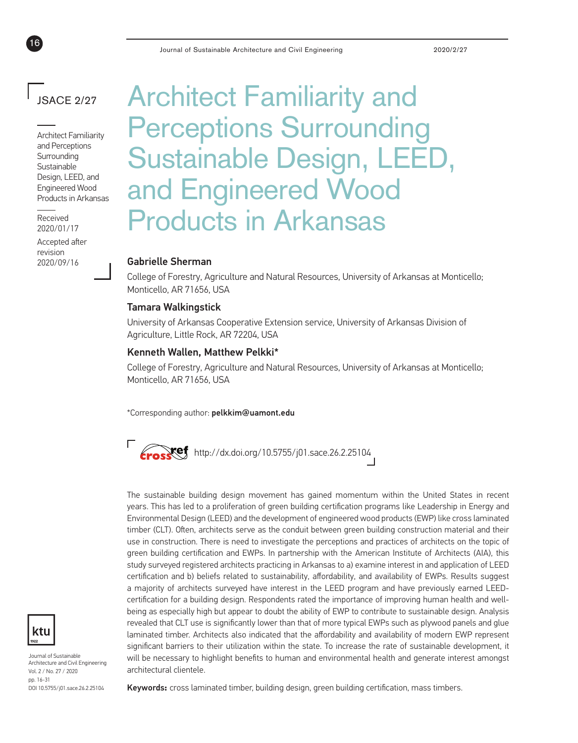JSACE 2/27

Architect Familiarity and Perceptions Surrounding Sustainable Design, LEED, and Engineered Wood Products in Arkansas

Received 2020/01/17

Accepted after revision 2020/09/16

# Architect Familiarity and Perceptions Surrounding Sustainable Design, LEED, and Engineered Wood Products in Arkansas

### Gabrielle Sherman

College of Forestry, Agriculture and Natural Resources, University of Arkansas at Monticello; Monticello, AR 71656, USA

### Tamara Walkingstick

University of Arkansas Cooperative Extension service, University of Arkansas Division of Agriculture, Little Rock, AR 72204, USA

### Kenneth Wallen, Matthew Pelkki*

College of Forestry, Agriculture and Natural Resources, University of Arkansas at Monticello; Monticello, AR 71656, USA

*Corresponding author: **pelkkim@uamont.edu**

http://dx.doi.org/10.5755/j01.sace.26.2.25104

The sustainable building design movement has gained momentum within the United States in recent years. This has led to a proliferation of green building certification programs like Leadership in Energy and Environmental Design (LEED) and the development of engineered wood products (EWP) like cross laminated timber (CLT). Often, architects serve as the conduit between green building construction material and their use in construction. There is need to investigate the perceptions and practices of architects on the topic of green building certification and EWPs. In partnership with the American Institute of Architects (AIA), this study surveyed registered architects practicing in Arkansas to a) examine interest in and application of LEED certification and b) beliefs related to sustainability, affordability, and availability of EWPs. Results suggest a majority of architects surveyed have interest in the LEED program and have previously earned LEED-certification for a building design. Respondents rated the importance of improving human health and well-being as especially high but appear to doubt the ability of EWP to contribute to sustainable design. Analysis revealed that CLT use is significantly lower than that of more typical EWPs such as plywood panels and glue laminated timber. Architects also indicated that the affordability and availability of modern EWP represent significant barriers to their utilization within the state. To increase the rate of sustainable development, it will be necessary to highlight benefits to human and environmental health and generate interest amongst architectural clientele.

**Keywords:** cross laminated timber, building design, green building certification, mass timbers.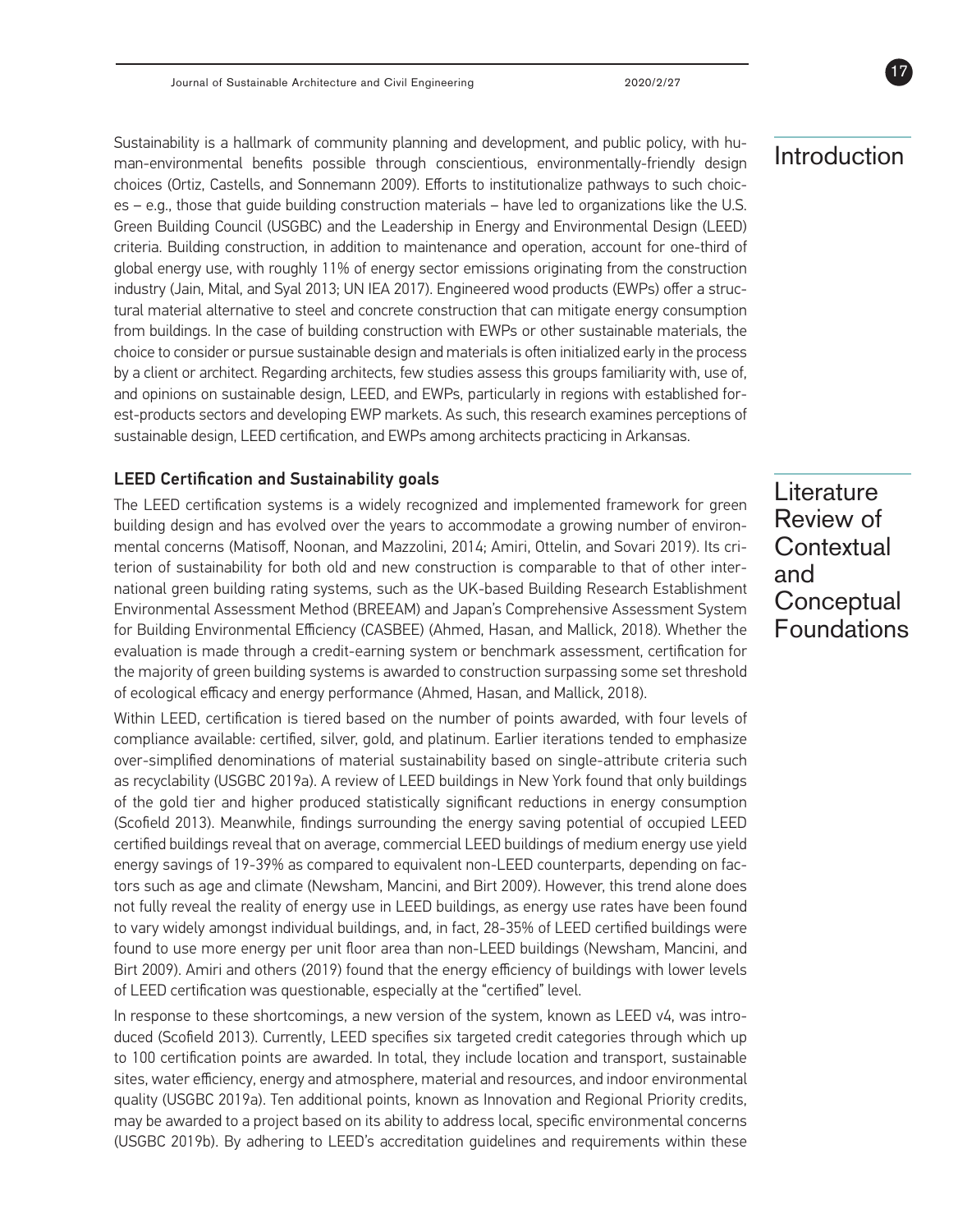## Introduction

Sustainability is a hallmark of community planning and development, and public policy, with human-environmental benefits possible through conscientious, environmentally-friendly design choices (Ortiz, Castells, and Sonnemann 2009). Efforts to institutionalize pathways to such choices – e.g., those that guide building construction materials – have led to organizations like the U.S. Green Building Council (USGBC) and the Leadership in Energy and Environmental Design (LEED) criteria. Building construction, in addition to maintenance and operation, account for one-third of global energy use, with roughly 11% of energy sector emissions originating from the construction industry (Jain, Mital, and Syal 2013; UN IEA 2017). Engineered wood products (EWPs) offer a structural material alternative to steel and concrete construction that can mitigate energy consumption from buildings. In the case of building construction with EWPs or other sustainable materials, the choice to consider or pursue sustainable design and materials is often initialized early in the process by a client or architect. Regarding architects, few studies assess this groups familiarity with, use of, and opinions on sustainable design, LEED, and EWPs, particularly in regions with established forest-products sectors and developing EWP markets. As such, this research examines perceptions of sustainable design, LEED certification, and EWPs among architects practicing in Arkansas.

## Literature Review of Contextual and Conceptual Foundations

### LEED Certification and Sustainability goals

The LEED certification systems is a widely recognized and implemented framework for green building design and has evolved over the years to accommodate a growing number of environmental concerns (Matisoff, Noonan, and Mazzolini, 2014; Amiri, Ottelin, and Sovari 2019). Its criterion of sustainability for both old and new construction is comparable to that of other international green building rating systems, such as the UK-based Building Research Establishment Environmental Assessment Method (BREEAM) and Japan's Comprehensive Assessment System for Building Environmental Efficiency (CASBEE) (Ahmed, Hasan, and Mallick, 2018). Whether the evaluation is made through a credit-earning system or benchmark assessment, certification for the majority of green building systems is awarded to construction surpassing some set threshold of ecological efficacy and energy performance (Ahmed, Hasan, and Mallick, 2018).

Within LEED, certification is tiered based on the number of points awarded, with four levels of compliance available: certified, silver, gold, and platinum. Earlier iterations tended to emphasize over-simplified denominations of material sustainability based on single-attribute criteria such as recyclability (USGBC 2019a). A review of LEED buildings in New York found that only buildings of the gold tier and higher produced statistically significant reductions in energy consumption (Scofield 2013). Meanwhile, findings surrounding the energy saving potential of occupied LEED certified buildings reveal that on average, commercial LEED buildings of medium energy use yield energy savings of 19-39% as compared to equivalent non-LEED counterparts, depending on factors such as age and climate (Newsham, Mancini, and Birt 2009). However, this trend alone does not fully reveal the reality of energy use in LEED buildings, as energy use rates have been found to vary widely amongst individual buildings, and, in fact, 28-35% of LEED certified buildings were found to use more energy per unit floor area than non-LEED buildings (Newsham, Mancini, and Birt 2009). Amiri and others (2019) found that the energy efficiency of buildings with lower levels of LEED certification was questionable, especially at the "certified" level.

In response to these shortcomings, a new version of the system, known as LEED v4, was introduced (Scofield 2013). Currently, LEED specifies six targeted credit categories through which up to 100 certification points are awarded. In total, they include location and transport, sustainable sites, water efficiency, energy and atmosphere, material and resources, and indoor environmental quality (USGBC 2019a). Ten additional points, known as Innovation and Regional Priority credits, may be awarded to a project based on its ability to address local, specific environmental concerns (USGBC 2019b). By adhering to LEED's accreditation guidelines and requirements within these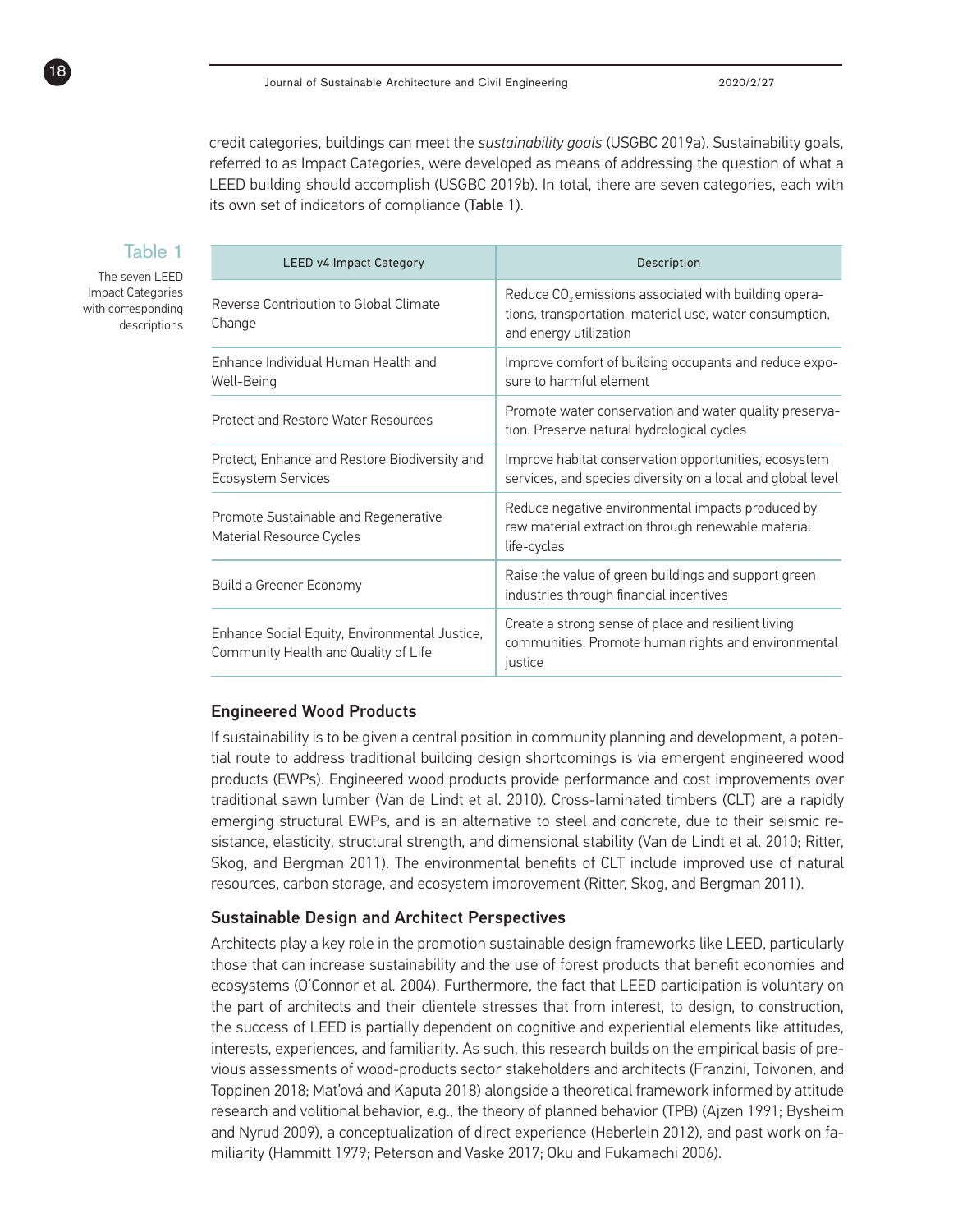credit categories, buildings can meet the *sustainability goals* (USGBC 2019a). Sustainability goals, referred to as Impact Categories, were developed as means of addressing the question of what a LEED building should accomplish (USGBC 2019b). In total, there are seven categories, each with its own set of indicators of compliance (Table 1).

Table 1

The seven LEED Impact Categories with corresponding descriptions

| LEED v4 Impact Category | Description |
|---|---|
| Reverse Contribution to Global Climate Change | Reduce $CO_2$ emissions associated with building operations, transportation, material use, water consumption, and energy utilization |
| Enhance Individual Human Health and Well-Being | Improve comfort of building occupants and reduce exposure to harmful element |
| Protect and Restore Water Resources | Promote water conservation and water quality preservation. Preserve natural hydrological cycles |
| Protect, Enhance and Restore Biodiversity and Ecosystem Services | Improve habitat conservation opportunities, ecosystem services, and species diversity on a local and global level |
| Promote Sustainable and Regenerative Material Resource Cycles | Reduce negative environmental impacts produced by raw material extraction through renewable material life-cycles |
| Build a Greener Economy | Raise the value of green buildings and support green industries through financial incentives |
| Enhance Social Equity, Environmental Justice, Community Health and Quality of Life | Create a strong sense of place and resilient living communities. Promote human rights and environmental justice |

## Engineered Wood Products

If sustainability is to be given a central position in community planning and development, a potential route to address traditional building design shortcomings is via emergent engineered wood products (EWPs). Engineered wood products provide performance and cost improvements over traditional sawn lumber (Van de Lindt et al. 2010). Cross-laminated timbers (CLT) are a rapidly emerging structural EWPs, and is an alternative to steel and concrete, due to their seismic resistance, elasticity, structural strength, and dimensional stability (Van de Lindt et al. 2010; Ritter, Skog, and Bergman 2011). The environmental benefits of CLT include improved use of natural resources, carbon storage, and ecosystem improvement (Ritter, Skog, and Bergman 2011).

## Sustainable Design and Architect Perspectives

Architects play a key role in the promotion sustainable design frameworks like LEED, particularly those that can increase sustainability and the use of forest products that benefit economies and ecosystems (O'Connor et al. 2004). Furthermore, the fact that LEED participation is voluntary on the part of architects and their clientele stresses that from interest, to design, to construction, the success of LEED is partially dependent on cognitive and experiential elements like attitudes, interests, experiences, and familiarity. As such, this research builds on the empirical basis of previous assessments of wood-products sector stakeholders and architects (Franzini, Toivonen, and Toppinen 2018; Mat'ová and Kaputa 2018) alongside a theoretical framework informed by attitude research and volitional behavior, e.g., the theory of planned behavior (TPB) (Ajzen 1991; Bysheim and Nyrud 2009), a conceptualization of direct experience (Heberlein 2012), and past work on familiarity (Hammitt 1979; Peterson and Vaske 2017; Oku and Fukamachi 2006).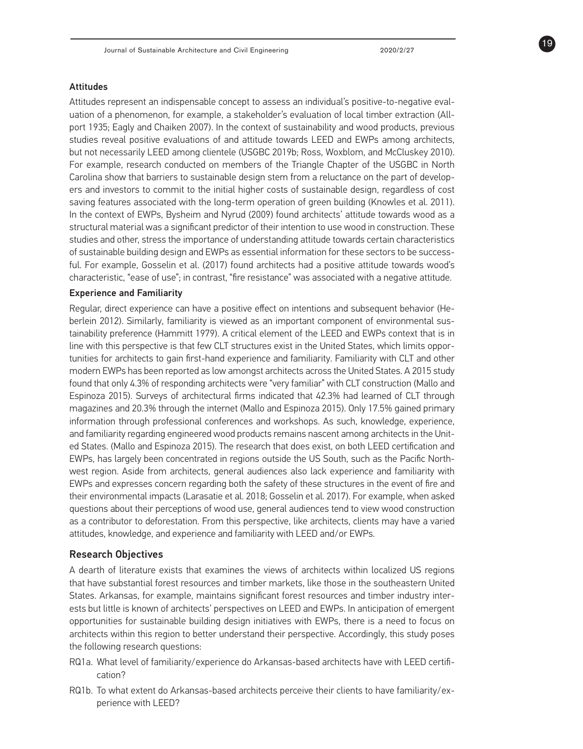### Attitudes

Attitudes represent an indispensable concept to assess an individual's positive-to-negative evaluation of a phenomenon, for example, a stakeholder's evaluation of local timber extraction (Allport 1935; Eagly and Chaiken 2007). In the context of sustainability and wood products, previous studies reveal positive evaluations of and attitude towards LEED and EWPs among architects, but not necessarily LEED among clientele (USGBC 2019b; Ross, Woxblom, and McCluskey 2010). For example, research conducted on members of the Triangle Chapter of the USGBC in North Carolina show that barriers to sustainable design stem from a reluctance on the part of developers and investors to commit to the initial higher costs of sustainable design, regardless of cost saving features associated with the long-term operation of green building (Knowles et al. 2011). In the context of EWPs, Bysheim and Nyrud (2009) found architects' attitude towards wood as a structural material was a significant predictor of their intention to use wood in construction. These studies and other, stress the importance of understanding attitude towards certain characteristics of sustainable building design and EWPs as essential information for these sectors to be successful. For example, Gosselin et al. (2017) found architects had a positive attitude towards wood's characteristic, "ease of use"; in contrast, "fire resistance" was associated with a negative attitude.

### Experience and Familiarity

Regular, direct experience can have a positive effect on intentions and subsequent behavior (Heberlein 2012). Similarly, familiarity is viewed as an important component of environmental sustainability preference (Hammitt 1979). A critical element of the LEED and EWPs context that is in line with this perspective is that few CLT structures exist in the United States, which limits opportunities for architects to gain first-hand experience and familiarity. Familiarity with CLT and other modern EWPs has been reported as low amongst architects across the United States. A 2015 study found that only 4.3% of responding architects were "very familiar" with CLT construction (Mallo and Espinoza 2015). Surveys of architectural firms indicated that 42.3% had learned of CLT through magazines and 20.3% through the internet (Mallo and Espinoza 2015). Only 17.5% gained primary information through professional conferences and workshops. As such, knowledge, experience, and familiarity regarding engineered wood products remains nascent among architects in the United States. (Mallo and Espinoza 2015). The research that does exist, on both LEED certification and EWPs, has largely been concentrated in regions outside the US South, such as the Pacific Northwest region. Aside from architects, general audiences also lack experience and familiarity with EWPs and expresses concern regarding both the safety of these structures in the event of fire and their environmental impacts (Larasatie et al. 2018; Gosselin et al. 2017). For example, when asked questions about their perceptions of wood use, general audiences tend to view wood construction as a contributor to deforestation. From this perspective, like architects, clients may have a varied attitudes, knowledge, and experience and familiarity with LEED and/or EWPs.

## Research Objectives

A dearth of literature exists that examines the views of architects within localized US regions that have substantial forest resources and timber markets, like those in the southeastern United States. Arkansas, for example, maintains significant forest resources and timber industry interests but little is known of architects' perspectives on LEED and EWPs. In anticipation of emergent opportunities for sustainable building design initiatives with EWPs, there is a need to focus on architects within this region to better understand their perspective. Accordingly, this study poses the following research questions:

- RQ1a. What level of familiarity/experience do Arkansas-based architects have with LEED certification?
- RQ1b. To what extent do Arkansas-based architects perceive their clients to have familiarity/experience with LEED?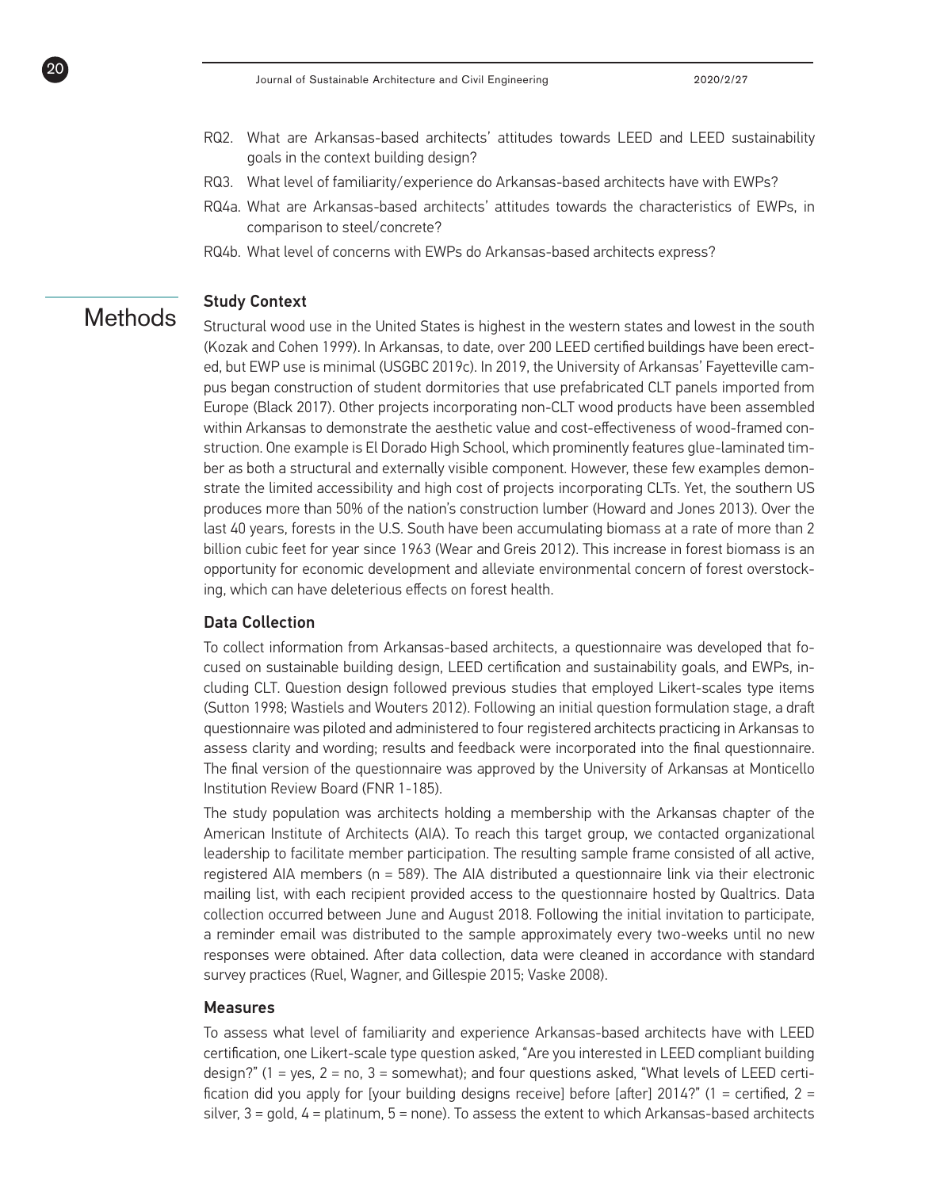RQ2. What are Arkansas-based architects' attitudes towards LEED and LEED sustainability goals in the context building design?

RQ3. What level of familiarity/experience do Arkansas-based architects have with EWPs?

RQ4a. What are Arkansas-based architects' attitudes towards the characteristics of EWPs, in comparison to steel/concrete?

RQ4b. What level of concerns with EWPs do Arkansas-based architects express?

# Methods

### Study Context

Structural wood use in the United States is highest in the western states and lowest in the south (Kozak and Cohen 1999). In Arkansas, to date, over 200 LEED certified buildings have been erected, but EWP use is minimal (USGBC 2019c). In 2019, the University of Arkansas' Fayetteville campus began construction of student dormitories that use prefabricated CLT panels imported from Europe (Black 2017). Other projects incorporating non-CLT wood products have been assembled within Arkansas to demonstrate the aesthetic value and cost-effectiveness of wood-framed construction. One example is El Dorado High School, which prominently features glue-laminated timber as both a structural and externally visible component. However, these few examples demonstrate the limited accessibility and high cost of projects incorporating CLTs. Yet, the southern US produces more than 50% of the nation's construction lumber (Howard and Jones 2013). Over the last 40 years, forests in the U.S. South have been accumulating biomass at a rate of more than 2 billion cubic feet for year since 1963 (Wear and Greis 2012). This increase in forest biomass is an opportunity for economic development and alleviate environmental concern of forest overstocking, which can have deleterious effects on forest health.

### Data Collection

To collect information from Arkansas-based architects, a questionnaire was developed that focused on sustainable building design, LEED certification and sustainability goals, and EWPs, including CLT. Question design followed previous studies that employed Likert-scales type items (Sutton 1998; Wastiels and Wouters 2012). Following an initial question formulation stage, a draft questionnaire was piloted and administered to four registered architects practicing in Arkansas to assess clarity and wording; results and feedback were incorporated into the final questionnaire. The final version of the questionnaire was approved by the University of Arkansas at Monticello Institution Review Board (FNR 1-185).

The study population was architects holding a membership with the Arkansas chapter of the American Institute of Architects (AIA). To reach this target group, we contacted organizational leadership to facilitate member participation. The resulting sample frame consisted of all active, registered AIA members (n = 589). The AIA distributed a questionnaire link via their electronic mailing list, with each recipient provided access to the questionnaire hosted by Qualtrics. Data collection occurred between June and August 2018. Following the initial invitation to participate, a reminder email was distributed to the sample approximately every two-weeks until no new responses were obtained. After data collection, data were cleaned in accordance with standard survey practices (Ruel, Wagner, and Gillespie 2015; Vaske 2008).

### Measures

To assess what level of familiarity and experience Arkansas-based architects have with LEED certification, one Likert-scale type question asked, "Are you interested in LEED compliant building design?" (1 = yes, 2 = no, 3 = somewhat); and four questions asked, "What levels of LEED certification did you apply for [your building designs receive] before [after] 2014?" (1 = certified, 2 = silver, 3 = gold, 4 = platinum, 5 = none). To assess the extent to which Arkansas-based architects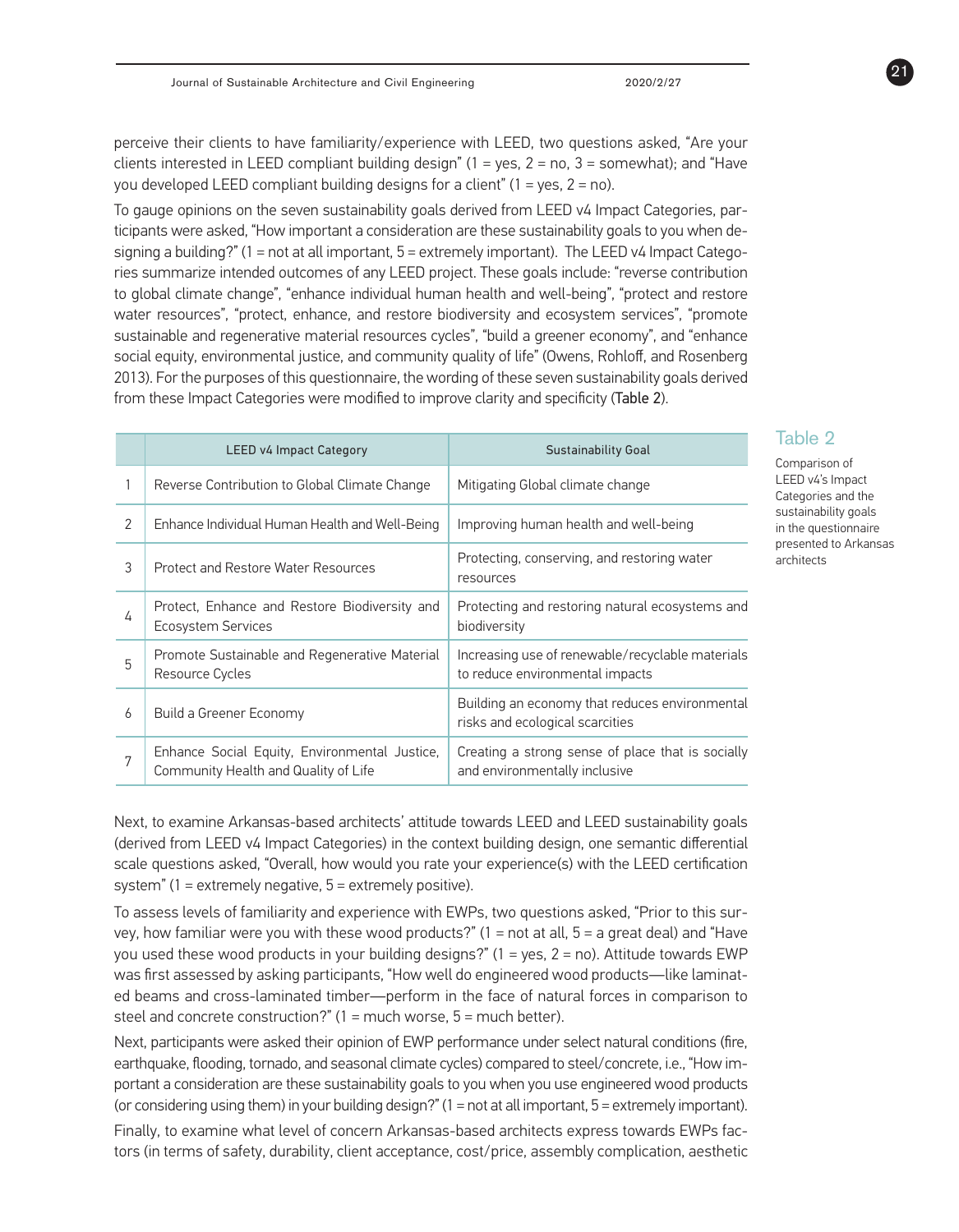perceive their clients to have familiarity/experience with LEED, two questions asked, "Are your clients interested in LEED compliant building design" (1 = yes, 2 = no, 3 = somewhat); and "Have you developed LEED compliant building designs for a client" (1 = yes, 2 = no).

To gauge opinions on the seven sustainability goals derived from LEED v4 Impact Categories, participants were asked, "How important a consideration are these sustainability goals to you when designing a building?" (1 = not at all important, 5 = extremely important). The LEED v4 Impact Categories summarize intended outcomes of any LEED project. These goals include: "reverse contribution to global climate change", "enhance individual human health and well-being", "protect and restore water resources", "protect, enhance, and restore biodiversity and ecosystem services", "promote sustainable and regenerative material resources cycles", "build a greener economy", and "enhance social equity, environmental justice, and community quality of life" (Owens, Rohloff, and Rosenberg 2013). For the purposes of this questionnaire, the wording of these seven sustainability goals derived from these Impact Categories were modified to improve clarity and specificity (Table 2).

|  | LEED v4 Impact Category | Sustainability Goal |
|---|---|---|
| 1 | Reverse Contribution to Global Climate Change | Mitigating Global climate change |
| 2 | Enhance Individual Human Health and Well-Being | Improving human health and well-being |
| 3 | Protect and Restore Water Resources | Protecting, conserving, and restoring water resources |
| 4 | Protect, Enhance and Restore Biodiversity and Ecosystem Services | Protecting and restoring natural ecosystems and biodiversity |
| 5 | Promote Sustainable and Regenerative Material Resource Cycles | Increasing use of renewable/recyclable materials to reduce environmental impacts |
| 6 | Build a Greener Economy | Building an economy that reduces environmental risks and ecological scarcities |
| 7 | Enhance Social Equity, Environmental Justice, Community Health and Quality of Life | Creating a strong sense of place that is socially and environmentally inclusive |

Table 2

Comparison of LEED v4's Impact Categories and the sustainability goals in the questionnaire presented to Arkansas architects

Next, to examine Arkansas-based architects' attitude towards LEED and LEED sustainability goals (derived from LEED v4 Impact Categories) in the context building design, one semantic differential scale questions asked, "Overall, how would you rate your experience(s) with the LEED certification system" (1 = extremely negative, 5 = extremely positive).

To assess levels of familiarity and experience with EWPs, two questions asked, "Prior to this survey, how familiar were you with these wood products?" (1 = not at all, 5 = a great deal) and "Have you used these wood products in your building designs?" (1 = yes, 2 = no). Attitude towards EWP was first assessed by asking participants, "How well do engineered wood products—like laminated beams and cross-laminated timber—perform in the face of natural forces in comparison to steel and concrete construction?" (1 = much worse, 5 = much better).

Next, participants were asked their opinion of EWP performance under select natural conditions (fire, earthquake, flooding, tornado, and seasonal climate cycles) compared to steel/concrete, i.e., "How important a consideration are these sustainability goals to you when you use engineered wood products (or considering using them) in your building design?" (1 = not at all important, 5 = extremely important).

Finally, to examine what level of concern Arkansas-based architects express towards EWPs factors (in terms of safety, durability, client acceptance, cost/price, assembly complication, aesthetic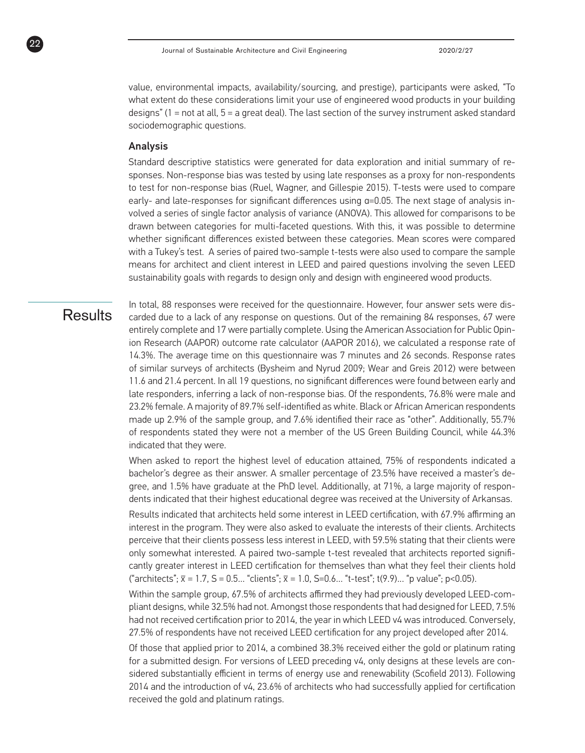value, environmental impacts, availability/sourcing, and prestige), participants were asked, "To what extent do these considerations limit your use of engineered wood products in your building designs" (1 = not at all, 5 = a great deal). The last section of the survey instrument asked standard sociodemographic questions.

### Analysis

Standard descriptive statistics were generated for data exploration and initial summary of responses. Non-response bias was tested by using late responses as a proxy for non-respondents to test for non-response bias (Ruel, Wagner, and Gillespie 2015). T-tests were used to compare early- and late-responses for significant differences using $\alpha=0.05$. The next stage of analysis involved a series of single factor analysis of variance (ANOVA). This allowed for comparisons to be drawn between categories for multi-faceted questions. With this, it was possible to determine whether significant differences existed between these categories. Mean scores were compared with a Tukey's test. A series of paired two-sample t-tests were also used to compare the sample means for architect and client interest in LEED and paired questions involving the seven LEED sustainability goals with regards to design only and design with engineered wood products.

## Results

In total, 88 responses were received for the questionnaire. However, four answer sets were discarded due to a lack of any response on questions. Out of the remaining 84 responses, 67 were entirely complete and 17 were partially complete. Using the American Association for Public Opinion Research (AAPOR) outcome rate calculator (AAPOR 2016), we calculated a response rate of 14.3%. The average time on this questionnaire was 7 minutes and 26 seconds. Response rates of similar surveys of architects (Bysheim and Nyrud 2009; Wear and Greis 2012) were between 11.6 and 21.4 percent. In all 19 questions, no significant differences were found between early and late responders, inferring a lack of non-response bias. Of the respondents, 76.8% were male and 23.2% female. A majority of 89.7% self-identified as white. Black or African American respondents made up 2.9% of the sample group, and 7.6% identified their race as "other". Additionally, 55.7% of respondents stated they were not a member of the US Green Building Council, while 44.3% indicated that they were.

When asked to report the highest level of education attained, 75% of respondents indicated a bachelor's degree as their answer. A smaller percentage of 23.5% have received a master's degree, and 1.5% have graduate at the PhD level. Additionally, at 71%, a large majority of respondents indicated that their highest educational degree was received at the University of Arkansas.

Results indicated that architects held some interest in LEED certification, with 67.9% affirming an interest in the program. They were also asked to evaluate the interests of their clients. Architects perceive that their clients possess less interest in LEED, with 59.5% stating that their clients were only somewhat interested. A paired two-sample t-test revealed that architects reported significantly greater interest in LEED certification for themselves than what they feel their clients hold ("architects"; $\bar{x}$ = 1.7, S = 0.5… "clients"; $\bar{x}$ = 1.0, S=0.6… "t-test"; $t(9.9)$… "p value"; $p<0.05$).

Within the sample group, 67.5% of architects affirmed they had previously developed LEED-compliant designs, while 32.5% had not. Amongst those respondents that had designed for LEED, 7.5% had not received certification prior to 2014, the year in which LEED v4 was introduced. Conversely, 27.5% of respondents have not received LEED certification for any project developed after 2014.

Of those that applied prior to 2014, a combined 38.3% received either the gold or platinum rating for a submitted design. For versions of LEED preceding v4, only designs at these levels are considered substantially efficient in terms of energy use and renewability (Scofield 2013). Following 2014 and the introduction of v4, 23.6% of architects who had successfully applied for certification received the gold and platinum ratings.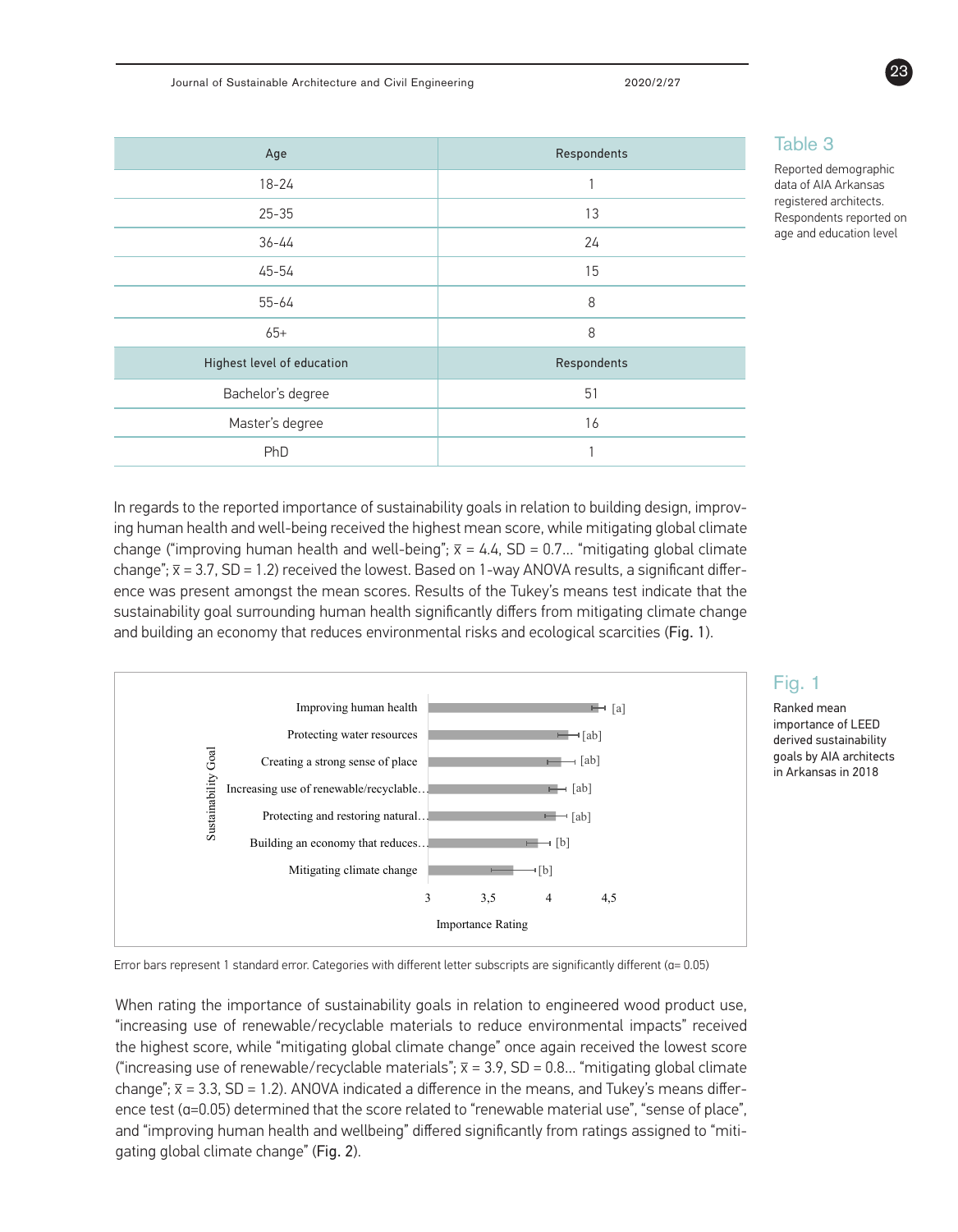| Age | Respondents |
|---|---|
| 18-24 | 1 |
| 25-35 | 13 |
| 36-44 | 24 |
| 45-54 | 15 |
| 55-64 | 8 |
| 65+ | 8 |
| **Highest level of education** | **Respondents** |
| Bachelor's degree | 51 |
| Master's degree | 16 |
| PhD | 1 |

Table 3

Reported demographic data of AIA Arkansas registered architects. Respondents reported on age and education level

In regards to the reported importance of sustainability goals in relation to building design, improving human health and well-being received the highest mean score, while mitigating global climate change ("improving human health and well-being"; $\bar{x}$ = 4.4, SD = 0.7… "mitigating global climate change"; $\bar{x}$ = 3.7, SD = 1.2) received the lowest. Based on 1-way ANOVA results, a significant difference was present amongst the mean scores. Results of the Tukey's means test indicate that the sustainability goal surrounding human health significantly differs from mitigating climate change and building an economy that reduces environmental risks and ecological scarcities (Fig. 1).

| Sustainability Goal | Tukey group |
|---|---|
| Improving human health | [a] |
| Protecting water resources | [ab] |
| Creating a strong sense of place | [ab] |
| Increasing use of renewable/recyclable… | [ab] |
| Protecting and restoring natural… | [ab] |
| Building an economy that reduces… | [b] |
| Mitigating climate change | [b] |

Importance Rating (axis: 3, 3,5, 4, 4,5)

Error bars represent 1 standard error. Categories with different letter subscripts are significantly different (α= 0.05)

Fig. 1

Ranked mean importance of LEED derived sustainability goals by AIA architects in Arkansas in 2018

When rating the importance of sustainability goals in relation to engineered wood product use, "increasing use of renewable/recyclable materials to reduce environmental impacts" received the highest score, while "mitigating global climate change" once again received the lowest score ("increasing use of renewable/recyclable materials"; $\bar{x}$ = 3.9, SD = 0.8… "mitigating global climate change"; $\bar{x}$ = 3.3, SD = 1.2). ANOVA indicated a difference in the means, and Tukey's means difference test (α=0.05) determined that the score related to "renewable material use", "sense of place", and "improving human health and wellbeing" differed significantly from ratings assigned to "mitigating global climate change" (Fig. 2).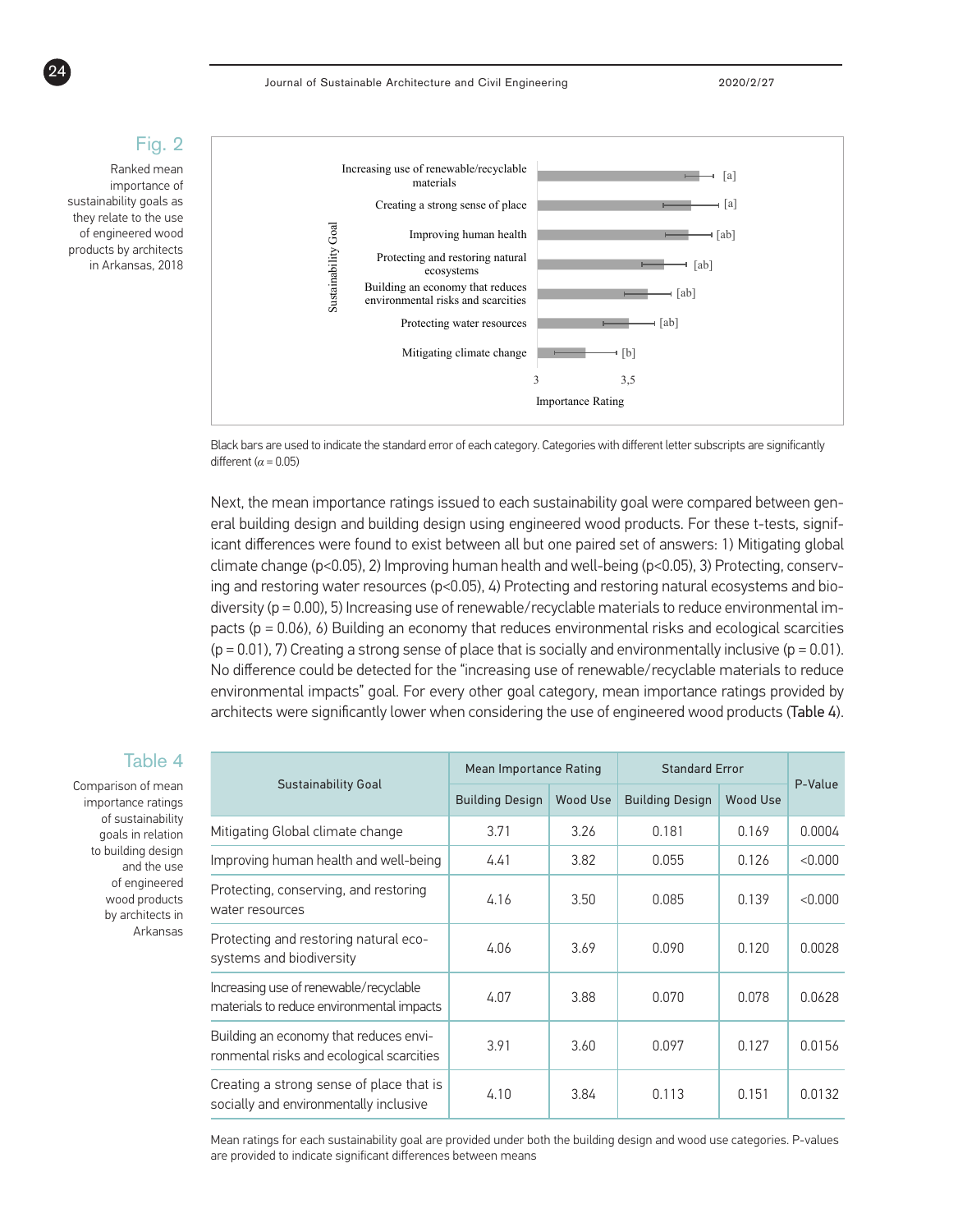## Fig. 2

Ranked mean importance of sustainability goals as they relate to the use of engineered wood products by architects in Arkansas, 2018

Black bars are used to indicate the standard error of each category. Categories with different letter subscripts are significantly different ($\alpha = 0.05$)

Next, the mean importance ratings issued to each sustainability goal were compared between general building design and building design using engineered wood products. For these t-tests, significant differences were found to exist between all but one paired set of answers: 1) Mitigating global climate change ($p<0.05$), 2) Improving human health and well-being ($p<0.05$), 3) Protecting, conserving and restoring water resources ($p<0.05$), 4) Protecting and restoring natural ecosystems and biodiversity ($p = 0.00$), 5) Increasing use of renewable/recyclable materials to reduce environmental impacts ($p = 0.06$), 6) Building an economy that reduces environmental risks and ecological scarcities ($p = 0.01$), 7) Creating a strong sense of place that is socially and environmentally inclusive ($p = 0.01$). No difference could be detected for the "increasing use of renewable/recyclable materials to reduce environmental impacts" goal. For every other goal category, mean importance ratings provided by architects were significantly lower when considering the use of engineered wood products (Table 4).

## Table 4

Comparison of mean importance ratings of sustainability goals in relation to building design and the use of engineered wood products by architects in Arkansas

| Sustainability Goal | Mean Importance Rating | | Standard Error | | P-Value |
|---|---|---|---|---|---|
| | Building Design | Wood Use | Building Design | Wood Use | |
| Mitigating Global climate change | 3.71 | 3.26 | 0.181 | 0.169 | 0.0004 |
| Improving human health and well-being | 4.41 | 3.82 | 0.055 | 0.126 | <0.000 |
| Protecting, conserving, and restoring water resources | 4.16 | 3.50 | 0.085 | 0.139 | <0.000 |
| Protecting and restoring natural ecosystems and biodiversity | 4.06 | 3.69 | 0.090 | 0.120 | 0.0028 |
| Increasing use of renewable/recyclable materials to reduce environmental impacts | 4.07 | 3.88 | 0.070 | 0.078 | 0.0628 |
| Building an economy that reduces environmental risks and ecological scarcities | 3.91 | 3.60 | 0.097 | 0.127 | 0.0156 |
| Creating a strong sense of place that is socially and environmentally inclusive | 4.10 | 3.84 | 0.113 | 0.151 | 0.0132 |

Mean ratings for each sustainability goal are provided under both the building design and wood use categories. P-values are provided to indicate significant differences between means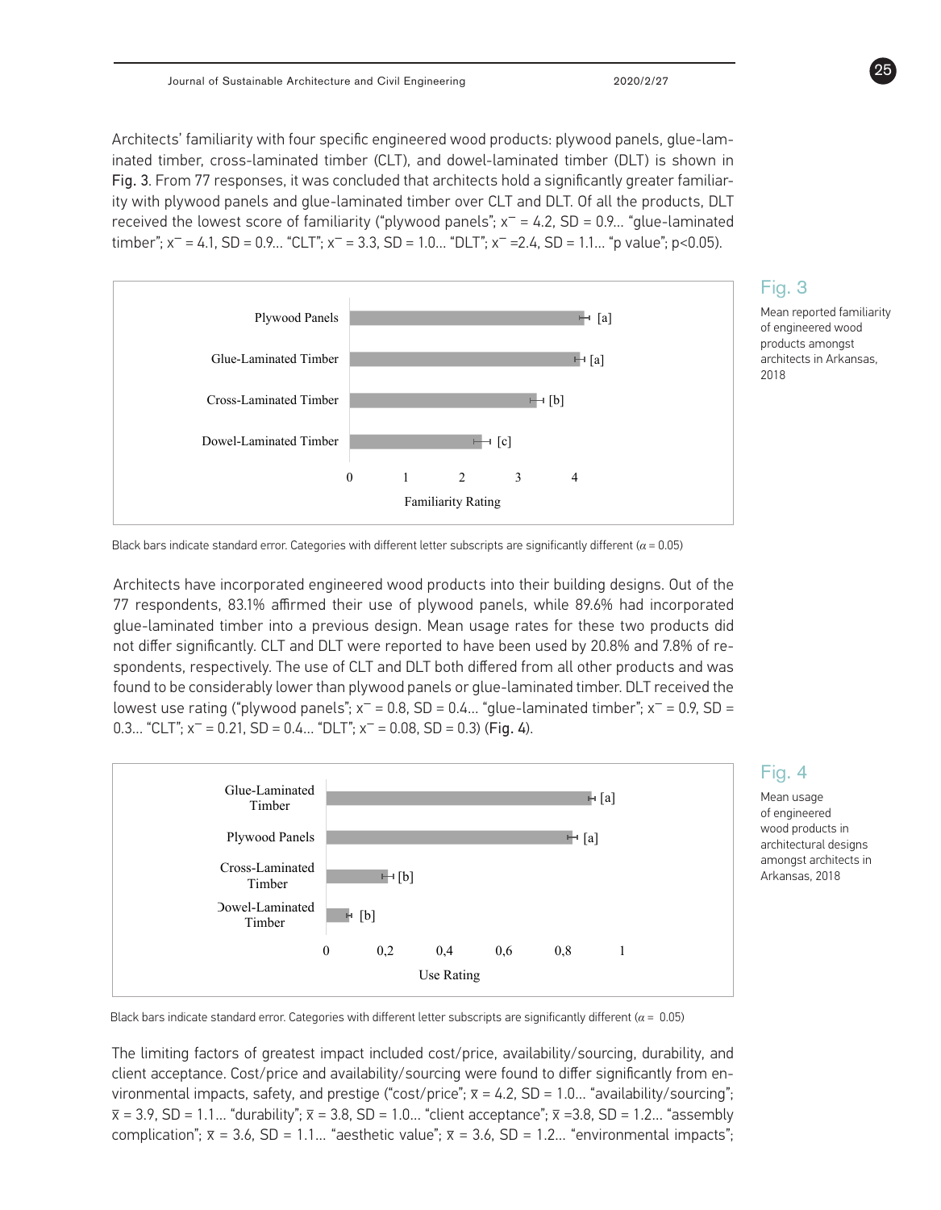Architects' familiarity with four specific engineered wood products: plywood panels, glue-laminated timber, cross-laminated timber (CLT), and dowel-laminated timber (DLT) is shown in Fig. 3. From 77 responses, it was concluded that architects hold a significantly greater familiarity with plywood panels and glue-laminated timber over CLT and DLT. Of all the products, DLT received the lowest score of familiarity ("plywood panels"; $\bar{x} = 4.2$, SD = 0.9… "glue-laminated timber"; $\bar{x} = 4.1$, SD = 0.9… "CLT"; $\bar{x} = 3.3$, SD = 1.0… "DLT"; $\bar{x} = 2.4$, SD = 1.1… "p value"; $p<0.05$).

| Product | Familiarity Rating group |
|---|---|
| Plywood Panels | [a] |
| Glue-Laminated Timber | [a] |
| Cross-Laminated Timber | [b] |
| Dowel-Laminated Timber | [c] |

Familiarity Rating

Black bars indicate standard error. Categories with different letter subscripts are significantly different ($\alpha = 0.05$)

## Fig. 3

Mean reported familiarity of engineered wood products amongst architects in Arkansas, 2018

Architects have incorporated engineered wood products into their building designs. Out of the 77 respondents, 83.1% affirmed their use of plywood panels, while 89.6% had incorporated glue-laminated timber into a previous design. Mean usage rates for these two products did not differ significantly. CLT and DLT were reported to have been used by 20.8% and 7.8% of respondents, respectively. The use of CLT and DLT both differed from all other products and was found to be considerably lower than plywood panels or glue-laminated timber. DLT received the lowest use rating ("plywood panels"; $\bar{x} = 0.8$, SD = 0.4… "glue-laminated timber"; $\bar{x} = 0.9$, SD = 0.3… "CLT"; $\bar{x} = 0.21$, SD = 0.4… "DLT"; $\bar{x} = 0.08$, SD = 0.3) (Fig. 4).

| Product | Use Rating group |
|---|---|
| Glue-Laminated Timber | [a] |
| Plywood Panels | [a] |
| Cross-Laminated Timber | [b] |
| Dowel-Laminated Timber | [b] |

Use Rating

Black bars indicate standard error. Categories with different letter subscripts are significantly different ($\alpha = 0.05$)

## Fig. 4

Mean usage of engineered wood products in architectural designs amongst architects in Arkansas, 2018

The limiting factors of greatest impact included cost/price, availability/sourcing, durability, and client acceptance. Cost/price and availability/sourcing were found to differ significantly from environmental impacts, safety, and prestige ("cost/price"; $\bar{x} = 4.2$, SD = 1.0… "availability/sourcing"; $\bar{x} = 3.9$, SD = 1.1… "durability"; $\bar{x} = 3.8$, SD = 1.0… "client acceptance"; $\bar{x} = 3.8$, SD = 1.2… "assembly complication"; $\bar{x} = 3.6$, SD = 1.1… "aesthetic value"; $\bar{x} = 3.6$, SD = 1.2… "environmental impacts";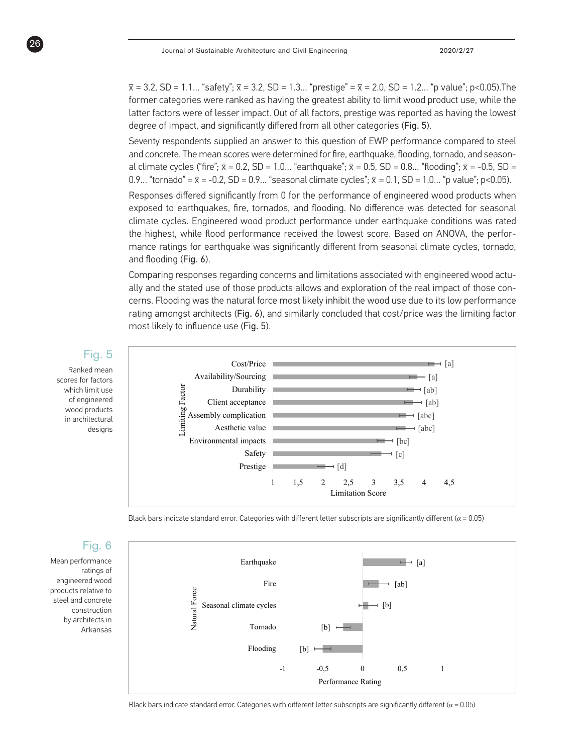$\bar{x}$ = 3.2, SD = 1.1… "safety"; $\bar{x}$ = 3.2, SD = 1.3… "prestige" = $\bar{x}$ = 2.0, SD = 1.2… "p value"; $p<0.05$).The former categories were ranked as having the greatest ability to limit wood product use, while the latter factors were of lesser impact. Out of all factors, prestige was reported as having the lowest degree of impact, and significantly differed from all other categories (Fig. 5).

Seventy respondents supplied an answer to this question of EWP performance compared to steel and concrete. The mean scores were determined for fire, earthquake, flooding, tornado, and seasonal climate cycles ("fire"; $\bar{x}$ = 0.2, SD = 1.0… "earthquake"; $\bar{x}$ = 0.5, SD = 0.8… "flooding"; $\bar{x}$ = -0.5, SD = 0.9… "tornado" = $\bar{x}$ = -0.2, SD = 0.9… "seasonal climate cycles"; $\bar{x}$ = 0.1, SD = 1.0… "p value"; $p<0.05$).

Responses differed significantly from 0 for the performance of engineered wood products when exposed to earthquakes, fire, tornados, and flooding. No difference was detected for seasonal climate cycles. Engineered wood product performance under earthquake conditions was rated the highest, while flood performance received the lowest score. Based on ANOVA, the performance ratings for earthquake was significantly different from seasonal climate cycles, tornado, and flooding (Fig. 6).

Comparing responses regarding concerns and limitations associated with engineered wood actually and the stated use of those products allows and exploration of the real impact of those concerns. Flooding was the natural force most likely inhibit the wood use due to its low performance rating amongst architects (Fig. 6), and similarly concluded that cost/price was the limiting factor most likely to influence use (Fig. 5).

Fig. 5

Ranked mean scores for factors which limit use of engineered wood products in architectural designs

Black bars indicate standard error. Categories with different letter subscripts are significantly different ($\alpha$ = 0.05)

Fig. 6

Mean performance ratings of engineered wood products relative to steel and concrete construction by architects in Arkansas

Black bars indicate standard error. Categories with different letter subscripts are significantly different ($\alpha$ = 0.05)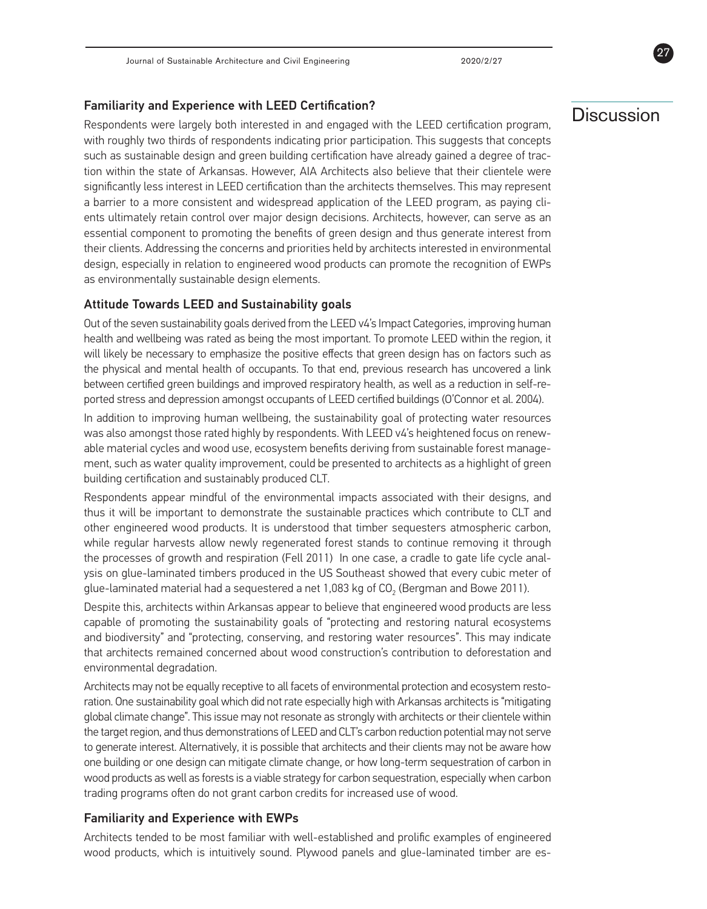## Discussion

### Familiarity and Experience with LEED Certification?

Respondents were largely both interested in and engaged with the LEED certification program, with roughly two thirds of respondents indicating prior participation. This suggests that concepts such as sustainable design and green building certification have already gained a degree of traction within the state of Arkansas. However, AIA Architects also believe that their clientele were significantly less interest in LEED certification than the architects themselves. This may represent a barrier to a more consistent and widespread application of the LEED program, as paying clients ultimately retain control over major design decisions. Architects, however, can serve as an essential component to promoting the benefits of green design and thus generate interest from their clients. Addressing the concerns and priorities held by architects interested in environmental design, especially in relation to engineered wood products can promote the recognition of EWPs as environmentally sustainable design elements.

### Attitude Towards LEED and Sustainability goals

Out of the seven sustainability goals derived from the LEED v4's Impact Categories, improving human health and wellbeing was rated as being the most important. To promote LEED within the region, it will likely be necessary to emphasize the positive effects that green design has on factors such as the physical and mental health of occupants. To that end, previous research has uncovered a link between certified green buildings and improved respiratory health, as well as a reduction in self-reported stress and depression amongst occupants of LEED certified buildings (O'Connor et al. 2004).

In addition to improving human wellbeing, the sustainability goal of protecting water resources was also amongst those rated highly by respondents. With LEED v4's heightened focus on renewable material cycles and wood use, ecosystem benefits deriving from sustainable forest management, such as water quality improvement, could be presented to architects as a highlight of green building certification and sustainably produced CLT.

Respondents appear mindful of the environmental impacts associated with their designs, and thus it will be important to demonstrate the sustainable practices which contribute to CLT and other engineered wood products. It is understood that timber sequesters atmospheric carbon, while regular harvests allow newly regenerated forest stands to continue removing it through the processes of growth and respiration (Fell 2011) In one case, a cradle to gate life cycle analysis on glue-laminated timbers produced in the US Southeast showed that every cubic meter of glue-laminated material had a sequestered a net 1,083 kg of $CO_2$ (Bergman and Bowe 2011).

Despite this, architects within Arkansas appear to believe that engineered wood products are less capable of promoting the sustainability goals of "protecting and restoring natural ecosystems and biodiversity" and "protecting, conserving, and restoring water resources". This may indicate that architects remained concerned about wood construction's contribution to deforestation and environmental degradation.

Architects may not be equally receptive to all facets of environmental protection and ecosystem restoration. One sustainability goal which did not rate especially high with Arkansas architects is "mitigating global climate change". This issue may not resonate as strongly with architects or their clientele within the target region, and thus demonstrations of LEED and CLT's carbon reduction potential may not serve to generate interest. Alternatively, it is possible that architects and their clients may not be aware how one building or one design can mitigate climate change, or how long-term sequestration of carbon in wood products as well as forests is a viable strategy for carbon sequestration, especially when carbon trading programs often do not grant carbon credits for increased use of wood.

### Familiarity and Experience with EWPs

Architects tended to be most familiar with well-established and prolific examples of engineered wood products, which is intuitively sound. Plywood panels and glue-laminated timber are es-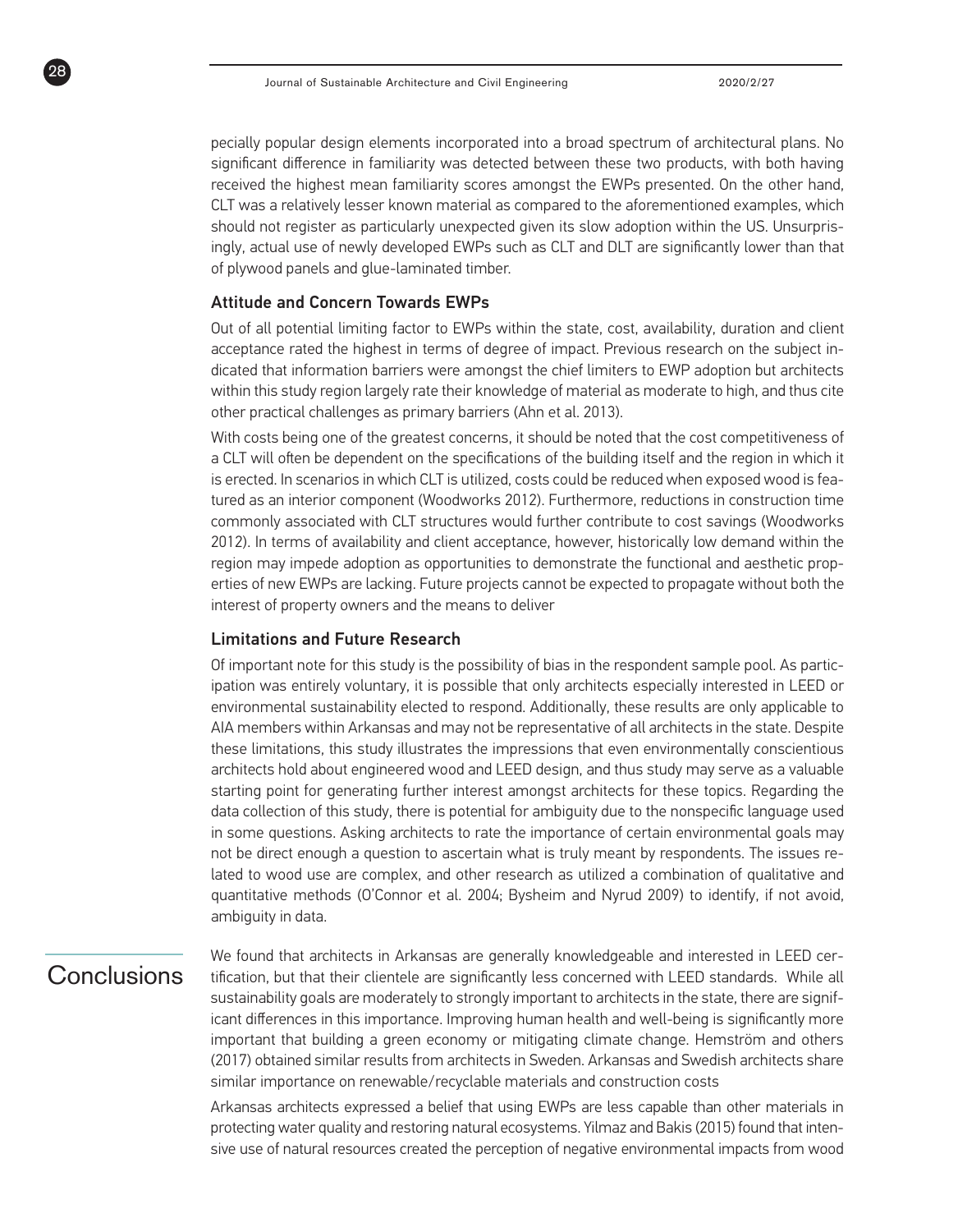pecially popular design elements incorporated into a broad spectrum of architectural plans. No significant difference in familiarity was detected between these two products, with both having received the highest mean familiarity scores amongst the EWPs presented. On the other hand, CLT was a relatively lesser known material as compared to the aforementioned examples, which should not register as particularly unexpected given its slow adoption within the US. Unsurprisingly, actual use of newly developed EWPs such as CLT and DLT are significantly lower than that of plywood panels and glue-laminated timber.

### Attitude and Concern Towards EWPs

Out of all potential limiting factor to EWPs within the state, cost, availability, duration and client acceptance rated the highest in terms of degree of impact. Previous research on the subject indicated that information barriers were amongst the chief limiters to EWP adoption but architects within this study region largely rate their knowledge of material as moderate to high, and thus cite other practical challenges as primary barriers (Ahn et al. 2013).

With costs being one of the greatest concerns, it should be noted that the cost competitiveness of a CLT will often be dependent on the specifications of the building itself and the region in which it is erected. In scenarios in which CLT is utilized, costs could be reduced when exposed wood is featured as an interior component (Woodworks 2012). Furthermore, reductions in construction time commonly associated with CLT structures would further contribute to cost savings (Woodworks 2012). In terms of availability and client acceptance, however, historically low demand within the region may impede adoption as opportunities to demonstrate the functional and aesthetic properties of new EWPs are lacking. Future projects cannot be expected to propagate without both the interest of property owners and the means to deliver

### Limitations and Future Research

Of important note for this study is the possibility of bias in the respondent sample pool. As participation was entirely voluntary, it is possible that only architects especially interested in LEED or environmental sustainability elected to respond. Additionally, these results are only applicable to AIA members within Arkansas and may not be representative of all architects in the state. Despite these limitations, this study illustrates the impressions that even environmentally conscientious architects hold about engineered wood and LEED design, and thus study may serve as a valuable starting point for generating further interest amongst architects for these topics. Regarding the data collection of this study, there is potential for ambiguity due to the nonspecific language used in some questions. Asking architects to rate the importance of certain environmental goals may not be direct enough a question to ascertain what is truly meant by respondents. The issues related to wood use are complex, and other research as utilized a combination of qualitative and quantitative methods (O'Connor et al. 2004; Bysheim and Nyrud 2009) to identify, if not avoid, ambiguity in data.

## Conclusions

We found that architects in Arkansas are generally knowledgeable and interested in LEED certification, but that their clientele are significantly less concerned with LEED standards. While all sustainability goals are moderately to strongly important to architects in the state, there are significant differences in this importance. Improving human health and well-being is significantly more important that building a green economy or mitigating climate change. Hemström and others (2017) obtained similar results from architects in Sweden. Arkansas and Swedish architects share similar importance on renewable/recyclable materials and construction costs

Arkansas architects expressed a belief that using EWPs are less capable than other materials in protecting water quality and restoring natural ecosystems. Yilmaz and Bakis (2015) found that intensive use of natural resources created the perception of negative environmental impacts from wood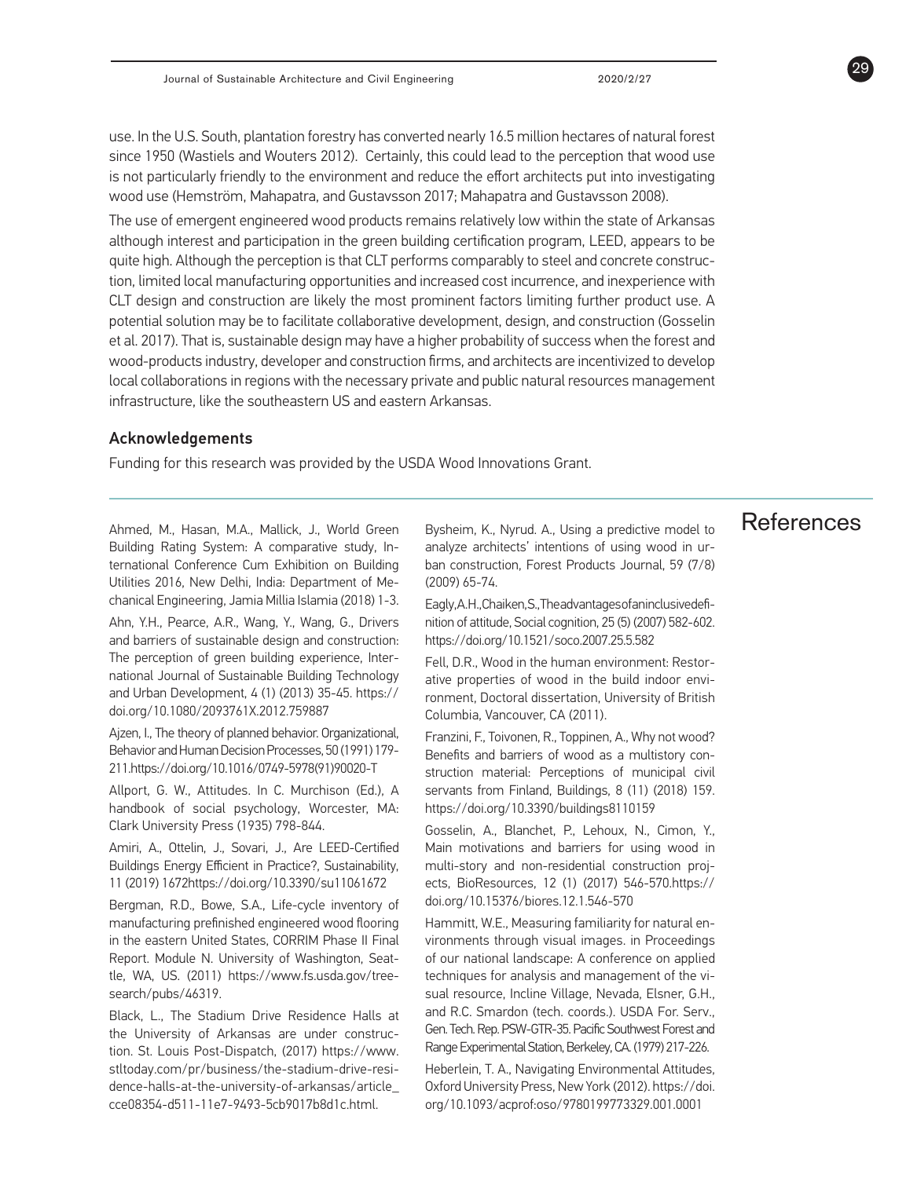use. In the U.S. South, plantation forestry has converted nearly 16.5 million hectares of natural forest since 1950 (Wastiels and Wouters 2012). Certainly, this could lead to the perception that wood use is not particularly friendly to the environment and reduce the effort architects put into investigating wood use (Hemström, Mahapatra, and Gustavsson 2017; Mahapatra and Gustavsson 2008).

The use of emergent engineered wood products remains relatively low within the state of Arkansas although interest and participation in the green building certification program, LEED, appears to be quite high. Although the perception is that CLT performs comparably to steel and concrete construction, limited local manufacturing opportunities and increased cost incurrence, and inexperience with CLT design and construction are likely the most prominent factors limiting further product use. A potential solution may be to facilitate collaborative development, design, and construction (Gosselin et al. 2017). That is, sustainable design may have a higher probability of success when the forest and wood-products industry, developer and construction firms, and architects are incentivized to develop local collaborations in regions with the necessary private and public natural resources management infrastructure, like the southeastern US and eastern Arkansas.

## Acknowledgements

Funding for this research was provided by the USDA Wood Innovations Grant.

## References

Ahmed, M., Hasan, M.A., Mallick, J., World Green Building Rating System: A comparative study, International Conference Cum Exhibition on Building Utilities 2016, New Delhi, India: Department of Mechanical Engineering, Jamia Millia Islamia (2018) 1-3.

Ahn, Y.H., Pearce, A.R., Wang, Y., Wang, G., Drivers and barriers of sustainable design and construction: The perception of green building experience, International Journal of Sustainable Building Technology and Urban Development, 4 (1) (2013) 35-45. https://doi.org/10.1080/2093761X.2012.759887

Ajzen, I., The theory of planned behavior. Organizational, Behavior and Human Decision Processes, 50 (1991) 179-211.https://doi.org/10.1016/0749-5978(91)90020-T

Allport, G. W., Attitudes. In C. Murchison (Ed.), A handbook of social psychology, Worcester, MA: Clark University Press (1935) 798-844.

Amiri, A., Ottelin, J., Sovari, J., Are LEED-Certified Buildings Energy Efficient in Practice?, Sustainability, 11 (2019) 1672https://doi.org/10.3390/su11061672

Bergman, R.D., Bowe, S.A., Life-cycle inventory of manufacturing prefinished engineered wood flooring in the eastern United States, CORRIM Phase II Final Report. Module N. University of Washington, Seattle, WA, US. (2011) https://www.fs.usda.gov/treesearch/pubs/46319.

Black, L., The Stadium Drive Residence Halls at the University of Arkansas are under construction. St. Louis Post-Dispatch, (2017) https://www.stltoday.com/pr/business/the-stadium-drive-residence-halls-at-the-university-of-arkansas/article_cce08354-d511-11e7-9493-5cb9017b8d1c.html.

Bysheim, K., Nyrud. A., Using a predictive model to analyze architects' intentions of using wood in urban construction, Forest Products Journal, 59 (7/8) (2009) 65-74.

Eagly, A.H., Chaiken, S., The advantages of an inclusive definition of attitude, Social cognition, 25 (5) (2007) 582-602. https://doi.org/10.1521/soco.2007.25.5.582

Fell, D.R., Wood in the human environment: Restorative properties of wood in the build indoor environment, Doctoral dissertation, University of British Columbia, Vancouver, CA (2011).

Franzini, F., Toivonen, R., Toppinen, A., Why not wood? Benefits and barriers of wood as a multistory construction material: Perceptions of municipal civil servants from Finland, Buildings, 8 (11) (2018) 159. https://doi.org/10.3390/buildings8110159

Gosselin, A., Blanchet, P., Lehoux, N., Cimon, Y., Main motivations and barriers for using wood in multi-story and non-residential construction projects, BioResources, 12 (1) (2017) 546-570.https://doi.org/10.15376/biores.12.1.546-570

Hammitt, W.E., Measuring familiarity for natural environments through visual images. in Proceedings of our national landscape: A conference on applied techniques for analysis and management of the visual resource, Incline Village, Nevada, Elsner, G.H., and R.C. Smardon (tech. coords.). USDA For. Serv., Gen. Tech. Rep. PSW-GTR-35. Pacific Southwest Forest and Range Experimental Station, Berkeley, CA. (1979) 217-226.

Heberlein, T. A., Navigating Environmental Attitudes, Oxford University Press, New York (2012). https://doi.org/10.1093/acprof:oso/9780199773329.001.0001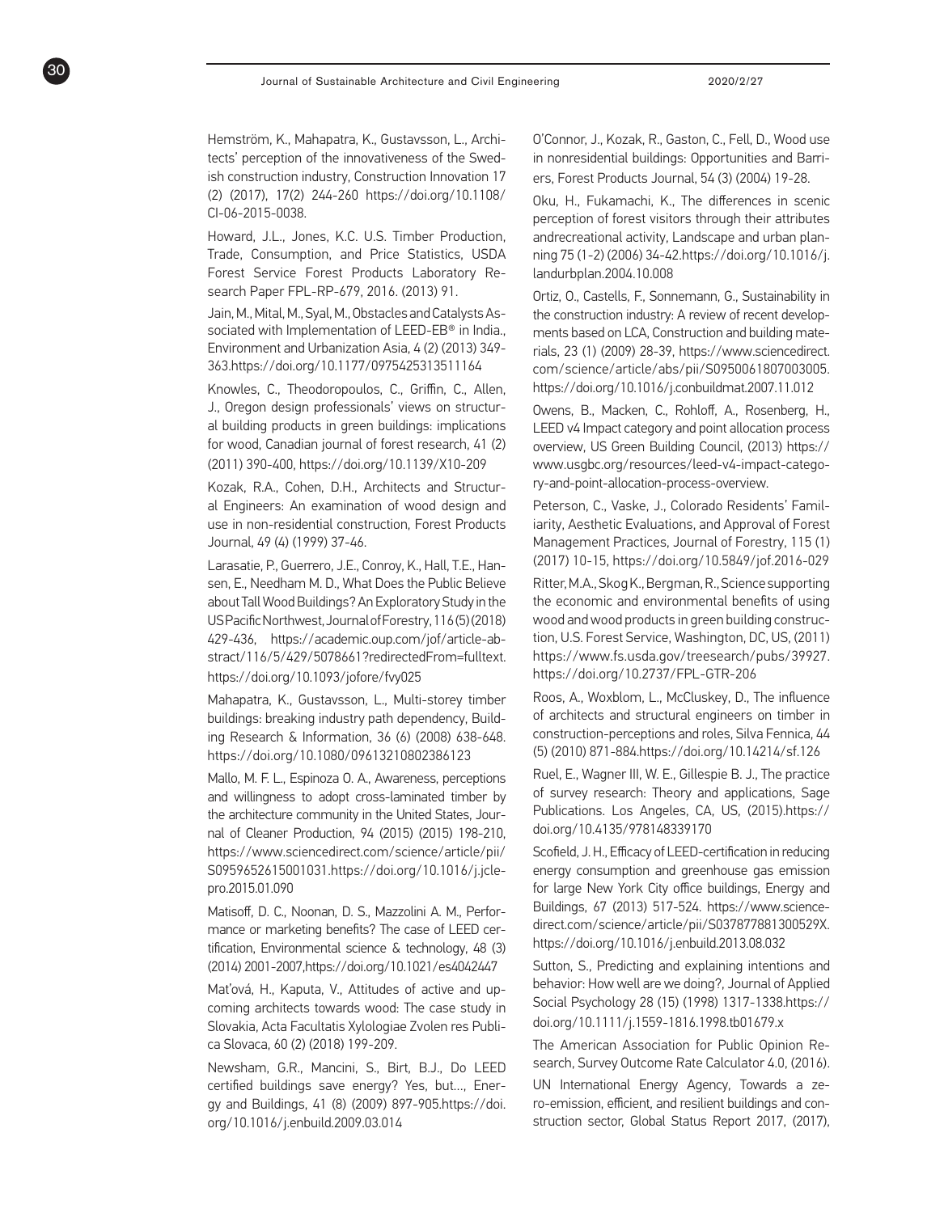Hemström, K., Mahapatra, K., Gustavsson, L., Architects' perception of the innovativeness of the Swedish construction industry, Construction Innovation 17 (2) (2017), 17(2) 244-260 https://doi.org/10.1108/CI-06-2015-0038.

Howard, J.L., Jones, K.C. U.S. Timber Production, Trade, Consumption, and Price Statistics, USDA Forest Service Forest Products Laboratory Research Paper FPL-RP-679, 2016. (2013) 91.

Jain, M., Mital, M., Syal, M., Obstacles and Catalysts Associated with Implementation of LEED-EB® in India., Environment and Urbanization Asia, 4 (2) (2013) 349-363.https://doi.org/10.1177/0975425313511164

Knowles, C., Theodoropoulos, C., Griffin, C., Allen, J., Oregon design professionals' views on structural building products in green buildings: implications for wood, Canadian journal of forest research, 41 (2) (2011) 390-400, https://doi.org/10.1139/X10-209

Kozak, R.A., Cohen, D.H., Architects and Structural Engineers: An examination of wood design and use in non-residential construction, Forest Products Journal, 49 (4) (1999) 37-46.

Larasatie, P., Guerrero, J.E., Conroy, K., Hall, T.E., Hansen, E., Needham M. D., What Does the Public Believe about Tall Wood Buildings? An Exploratory Study in the US Pacific Northwest, Journal of Forestry, 116 (5) (2018) 429-436, https://academic.oup.com/jof/article-abstract/116/5/429/5078661?redirectedFrom=fulltext. https://doi.org/10.1093/jofore/fvy025

Mahapatra, K., Gustavsson, L., Multi-storey timber buildings: breaking industry path dependency, Building Research & Information, 36 (6) (2008) 638-648. https://doi.org/10.1080/09613210802386123

Mallo, M. F. L., Espinoza O. A., Awareness, perceptions and willingness to adopt cross-laminated timber by the architecture community in the United States, Journal of Cleaner Production, 94 (2015) (2015) 198-210, https://www.sciencedirect.com/science/article/pii/S0959652615001031.https://doi.org/10.1016/j.jclepro.2015.01.090

Matisoff, D. C., Noonan, D. S., Mazzolini A. M., Performance or marketing benefits? The case of LEED certification, Environmental science & technology, 48 (3) (2014) 2001-2007,https://doi.org/10.1021/es4042447

Maťová, H., Kaputa, V., Attitudes of active and upcoming architects towards wood: The case study in Slovakia, Acta Facultatis Xylologiae Zvolen res Publica Slovaca, 60 (2) (2018) 199-209.

Newsham, G.R., Mancini, S., Birt, B.J., Do LEED certified buildings save energy? Yes, but..., Energy and Buildings, 41 (8) (2009) 897-905.https://doi.org/10.1016/j.enbuild.2009.03.014

O'Connor, J., Kozak, R., Gaston, C., Fell, D., Wood use in nonresidential buildings: Opportunities and Barriers, Forest Products Journal, 54 (3) (2004) 19-28.

Oku, H., Fukamachi, K., The differences in scenic perception of forest visitors through their attributes andrecreational activity, Landscape and urban planning 75 (1-2) (2006) 34-42.https://doi.org/10.1016/j.landurbplan.2004.10.008

Ortiz, O., Castells, F., Sonnemann, G., Sustainability in the construction industry: A review of recent developments based on LCA, Construction and building materials, 23 (1) (2009) 28-39, https://www.sciencedirect.com/science/article/abs/pii/S0950061807003005. https://doi.org/10.1016/j.conbuildmat.2007.11.012

Owens, B., Macken, C., Rohloff, A., Rosenberg, H., LEED v4 Impact category and point allocation process overview, US Green Building Council, (2013) https://www.usgbc.org/resources/leed-v4-impact-category-and-point-allocation-process-overview.

Peterson, C., Vaske, J., Colorado Residents' Familiarity, Aesthetic Evaluations, and Approval of Forest Management Practices, Journal of Forestry, 115 (1) (2017) 10-15, https://doi.org/10.5849/jof.2016-029

Ritter, M.A., Skog K., Bergman, R., Science supporting the economic and environmental benefits of using wood and wood products in green building construction, U.S. Forest Service, Washington, DC, US, (2011) https://www.fs.usda.gov/treesearch/pubs/39927. https://doi.org/10.2737/FPL-GTR-206

Roos, A., Woxblom, L., McCluskey, D., The influence of architects and structural engineers on timber in construction-perceptions and roles, Silva Fennica, 44 (5) (2010) 871-884.https://doi.org/10.14214/sf.126

Ruel, E., Wagner III, W. E., Gillespie B. J., The practice of survey research: Theory and applications, Sage Publications. Los Angeles, CA, US, (2015).https://doi.org/10.4135/9781483391700

Scofield, J. H., Efficacy of LEED-certification in reducing energy consumption and greenhouse gas emission for large New York City office buildings, Energy and Buildings, 67 (2013) 517-524. https://www.sciencedirect.com/science/article/pii/S037877881300529X. https://doi.org/10.1016/j.enbuild.2013.08.032

Sutton, S., Predicting and explaining intentions and behavior: How well are we doing?, Journal of Applied Social Psychology 28 (15) (1998) 1317-1338.https://doi.org/10.1111/j.1559-1816.1998.tb01679.x

The American Association for Public Opinion Research, Survey Outcome Rate Calculator 4.0, (2016).

UN International Energy Agency, Towards a zero-emission, efficient, and resilient buildings and construction sector, Global Status Report 2017, (2017),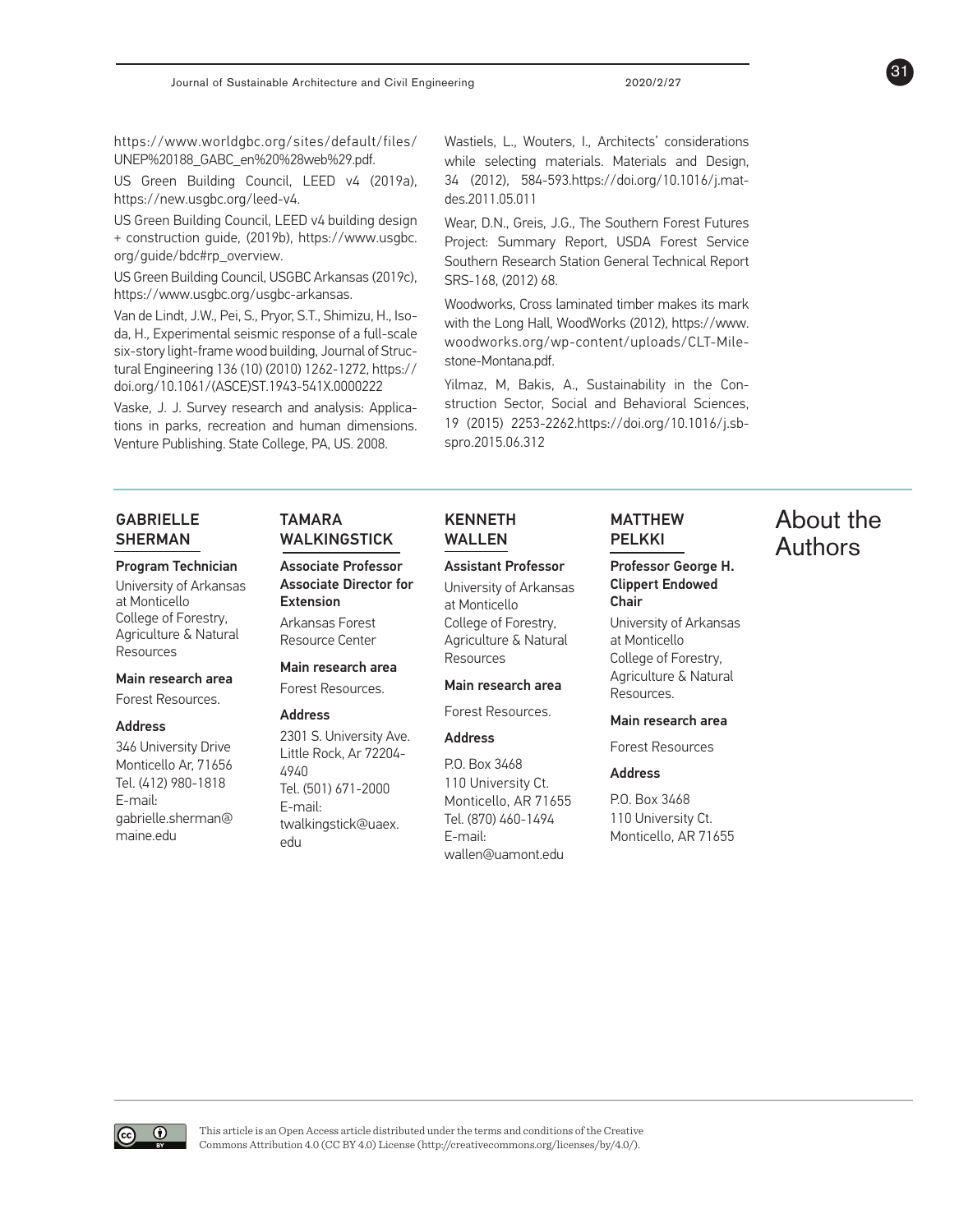https://www.worldgbc.org/sites/default/files/UNEP%20188_GABC_en%20%28web%29.pdf.

US Green Building Council, LEED v4 (2019a), https://new.usgbc.org/leed-v4.

US Green Building Council, LEED v4 building design + construction guide, (2019b), https://www.usgbc.org/guide/bdc#rp_overview.

US Green Building Council, USGBC Arkansas (2019c), https://www.usgbc.org/usgbc-arkansas.

Van de Lindt, J.W., Pei, S., Pryor, S.T., Shimizu, H., Isoda, H., Experimental seismic response of a full-scale six-story light-frame wood building, Journal of Structural Engineering 136 (10) (2010) 1262-1272, https://doi.org/10.1061/(ASCE)ST.1943-541X.0000222

Vaske, J. J. Survey research and analysis: Applications in parks, recreation and human dimensions. Venture Publishing. State College, PA, US. 2008.

Wastiels, L., Wouters, I., Architects' considerations while selecting materials. Materials and Design, 34 (2012), 584-593.https://doi.org/10.1016/j.matdes.2011.05.011

Wear, D.N., Greis, J.G., The Southern Forest Futures Project: Summary Report, USDA Forest Service Southern Research Station General Technical Report SRS-168, (2012) 68.

Woodworks, Cross laminated timber makes its mark with the Long Hall, WoodWorks (2012), https://www.woodworks.org/wp-content/uploads/CLT-Milestone-Montana.pdf.

Yilmaz, M, Bakis, A., Sustainability in the Construction Sector, Social and Behavioral Sciences, 19 (2015) 2253-2262.https://doi.org/10.1016/j.sbspro.2015.06.312

## About the Authors

### GABRIELLE SHERMAN

**Program Technician**

University of Arkansas at Monticello
College of Forestry, Agriculture & Natural Resources

**Main research area**

Forest Resources.

**Address**

346 University Drive
Monticello Ar, 71656
Tel. (412) 980-1818
E-mail:
gabrielle.sherman@maine.edu

### TAMARA WALKINGSTICK

**Associate Professor**
**Associate Director for Extension**

Arkansas Forest Resource Center

**Main research area**

Forest Resources.

**Address**

2301 S. University Ave.
Little Rock, Ar 72204-4940
Tel. (501) 671-2000
E-mail:
twalkingstick@uaex.edu

### KENNETH WALLEN

**Assistant Professor**

University of Arkansas at Monticello
College of Forestry, Agriculture & Natural Resources

**Main research area**

Forest Resources.

**Address**

P.O. Box 3468
110 University Ct.
Monticello, AR 71655
Tel. (870) 460-1494
E-mail:
wallen@uamont.edu

### MATTHEW PELKKI

**Professor George H. Clippert Endowed Chair**

University of Arkansas at Monticello
College of Forestry, Agriculture & Natural Resources.

**Main research area**

Forest Resources

**Address**

P.O. Box 3468
110 University Ct.
Monticello, AR 71655

This article is an Open Access article distributed under the terms and conditions of the Creative Commons Attribution 4.0 (CC BY 4.0) License (http://creativecommons.org/licenses/by/4.0/).